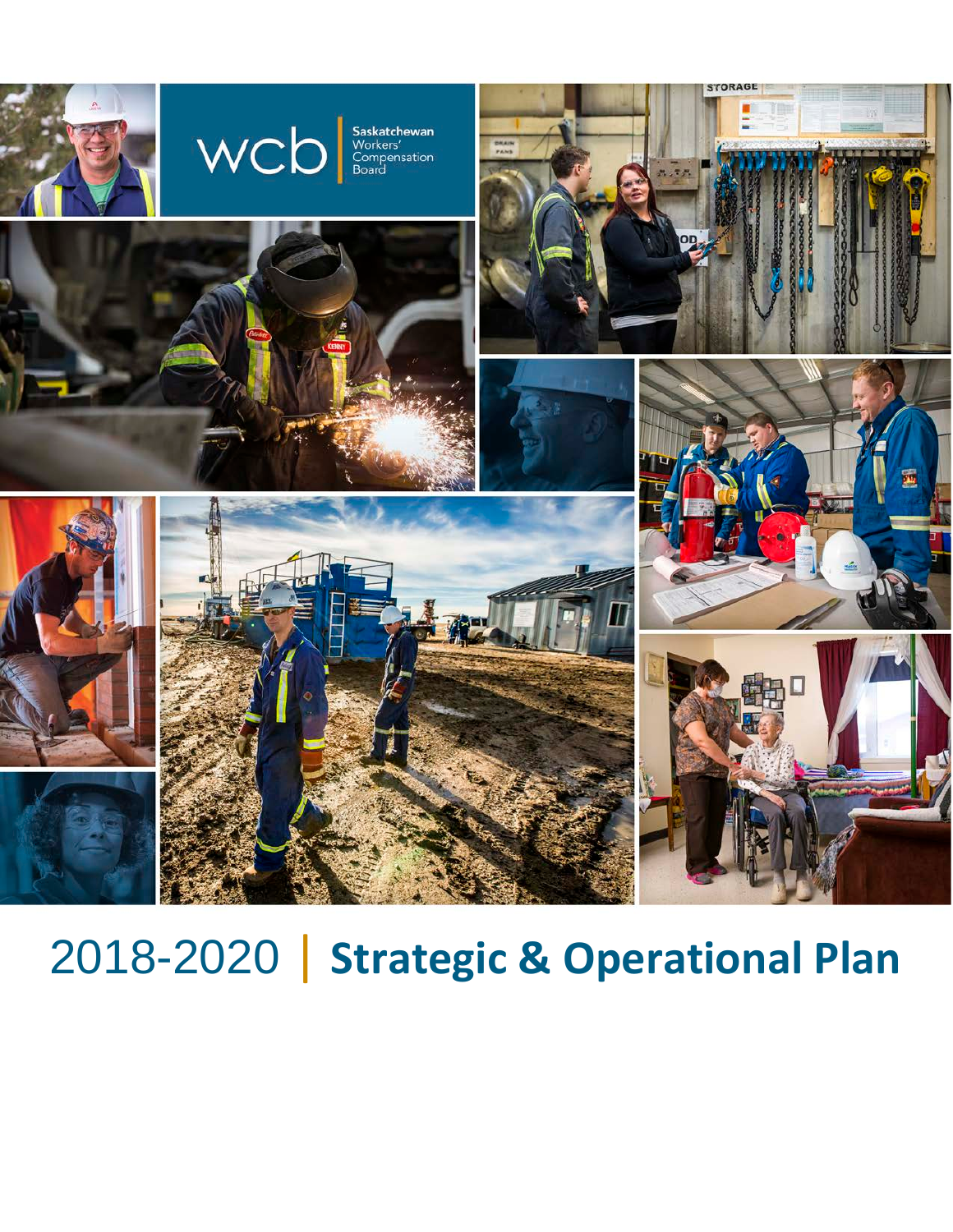wcb Saskatchewan Workers' Compensation Board

# 2018-2020 | Strategic & Operational Plan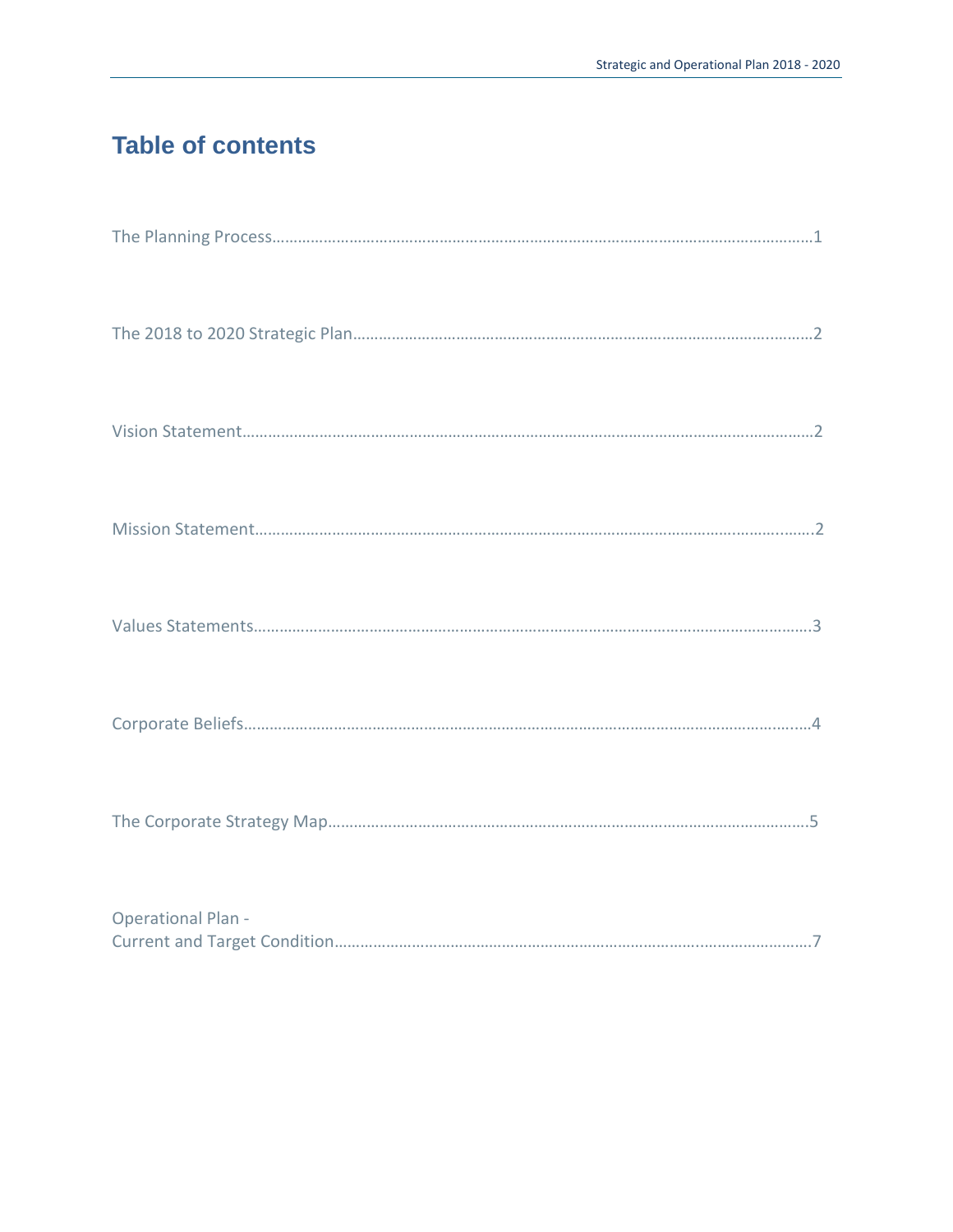## Table of contents

The Planning Process……………………………………………………………………………………………1

The 2018 to 2020 Strategic Plan……………………………………………………………………………2

Vision Statement…………………………………………………………………………………………………2

Mission Statement………………………………………………………………………………………………2

Values Statements………………………………………………………………………………………………3

Corporate Beliefs…………………………………………………………………………………………………4

The Corporate Strategy Map…………………………………………………………………………………5

Operational Plan -
Current and Target Condition…………………………………………………………………………………7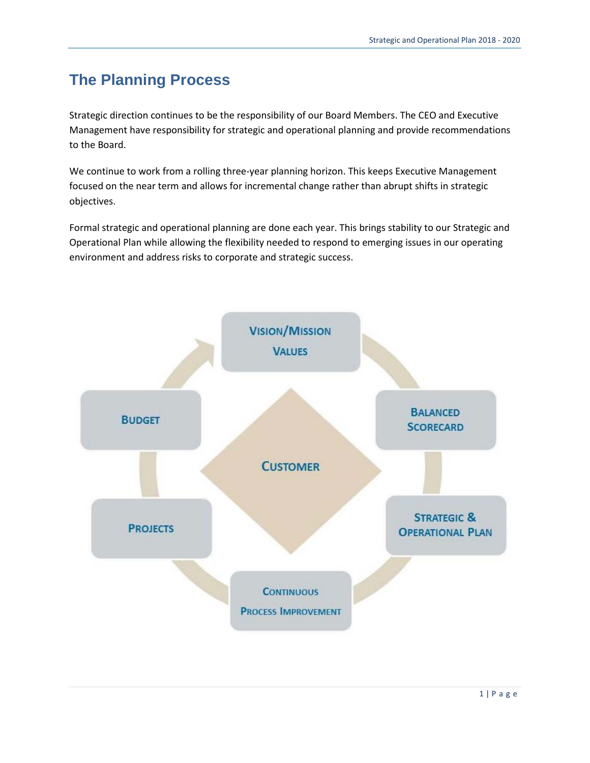# The Planning Process

Strategic direction continues to be the responsibility of our Board Members. The CEO and Executive Management have responsibility for strategic and operational planning and provide recommendations to the Board.

We continue to work from a rolling three-year planning horizon. This keeps Executive Management focused on the near term and allows for incremental change rather than abrupt shifts in strategic objectives.

Formal strategic and operational planning are done each year. This brings stability to our Strategic and Operational Plan while allowing the flexibility needed to respond to emerging issues in our operating environment and address risks to corporate and strategic success.

VISION/MISSION VALUES

BALANCED SCORECARD

STRATEGIC & OPERATIONAL PLAN

CONTINUOUS PROCESS IMPROVEMENT

PROJECTS

BUDGET

CUSTOMER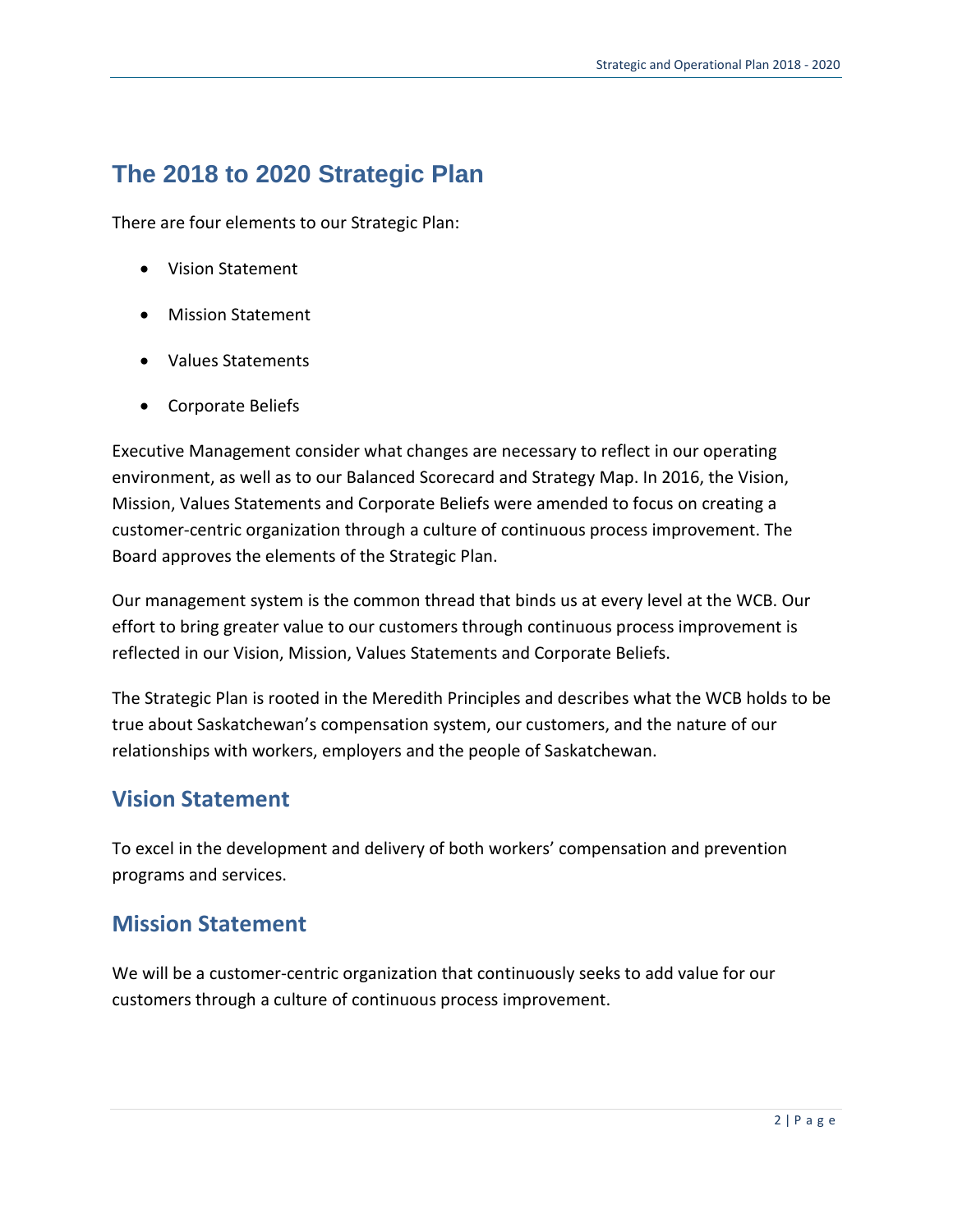# The 2018 to 2020 Strategic Plan

There are four elements to our Strategic Plan:

- Vision Statement
- Mission Statement
- Values Statements
- Corporate Beliefs

Executive Management consider what changes are necessary to reflect in our operating environment, as well as to our Balanced Scorecard and Strategy Map. In 2016, the Vision, Mission, Values Statements and Corporate Beliefs were amended to focus on creating a customer-centric organization through a culture of continuous process improvement. The Board approves the elements of the Strategic Plan.

Our management system is the common thread that binds us at every level at the WCB. Our effort to bring greater value to our customers through continuous process improvement is reflected in our Vision, Mission, Values Statements and Corporate Beliefs.

The Strategic Plan is rooted in the Meredith Principles and describes what the WCB holds to be true about Saskatchewan's compensation system, our customers, and the nature of our relationships with workers, employers and the people of Saskatchewan.

## Vision Statement

To excel in the development and delivery of both workers' compensation and prevention programs and services.

## Mission Statement

We will be a customer-centric organization that continuously seeks to add value for our customers through a culture of continuous process improvement.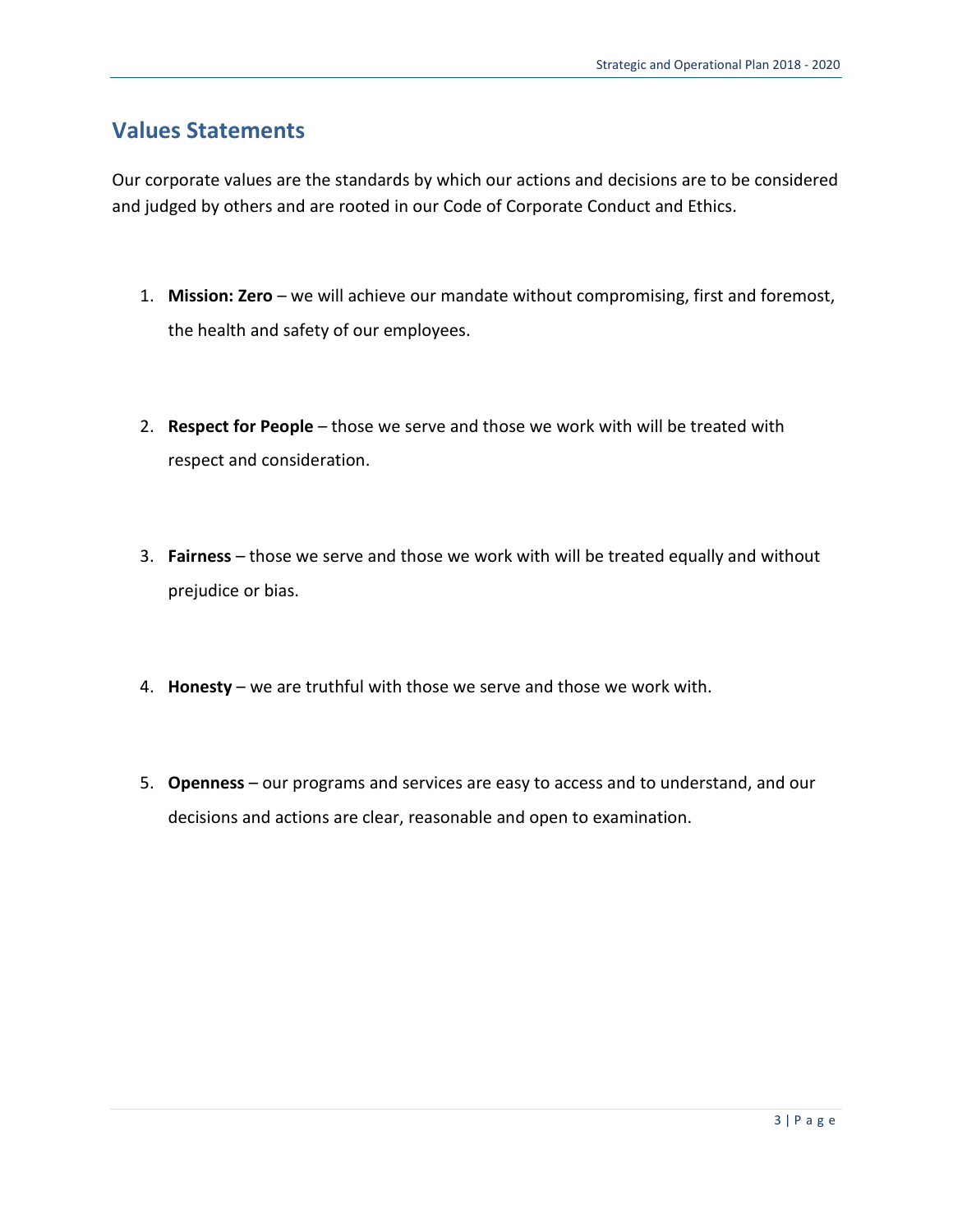## Values Statements

Our corporate values are the standards by which our actions and decisions are to be considered and judged by others and are rooted in our Code of Corporate Conduct and Ethics.

1. **Mission: Zero** – we will achieve our mandate without compromising, first and foremost, the health and safety of our employees.

2. **Respect for People** – those we serve and those we work with will be treated with respect and consideration.

3. **Fairness** – those we serve and those we work with will be treated equally and without prejudice or bias.

4. **Honesty** – we are truthful with those we serve and those we work with.

5. **Openness** – our programs and services are easy to access and to understand, and our decisions and actions are clear, reasonable and open to examination.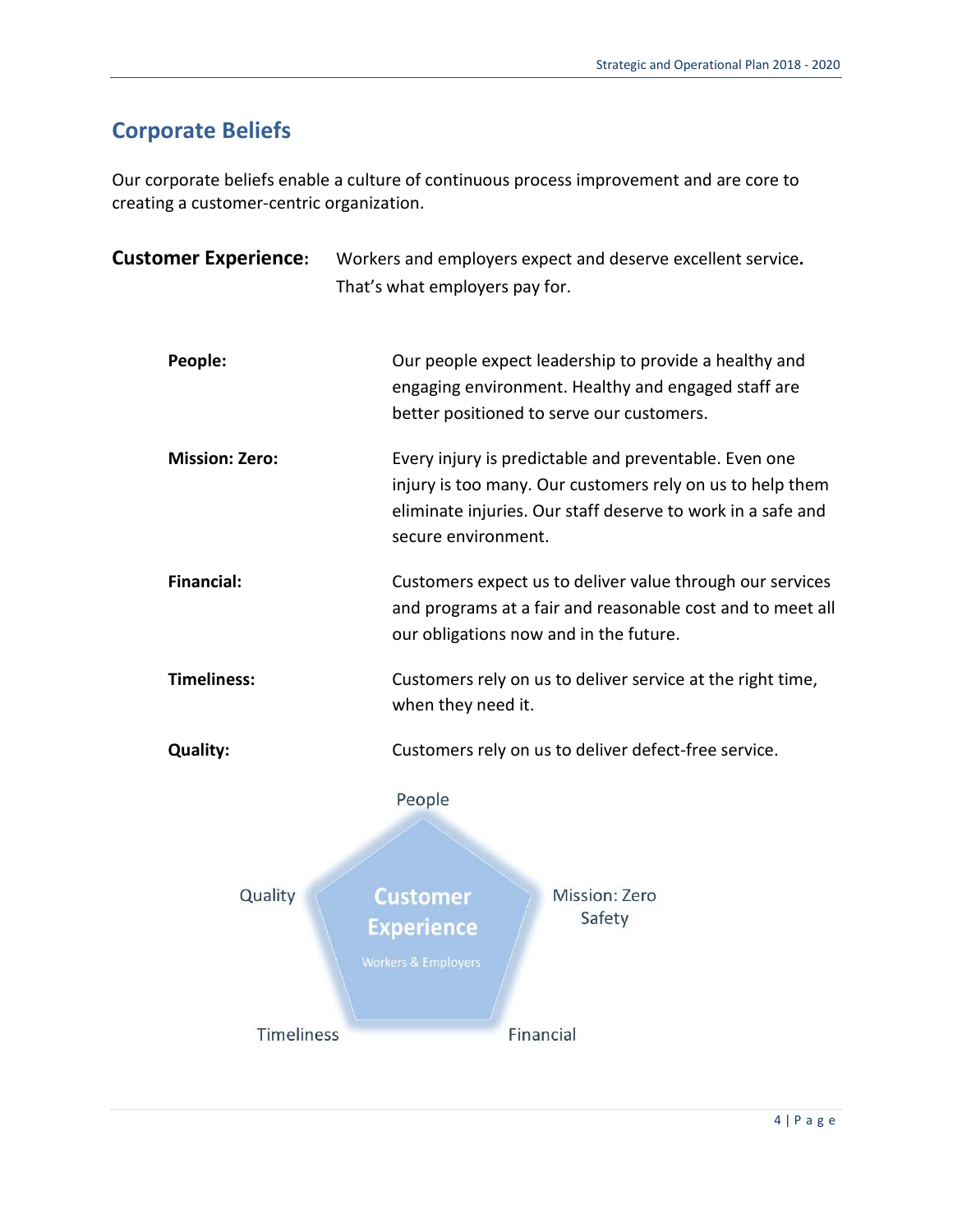## Corporate Beliefs

Our corporate beliefs enable a culture of continuous process improvement and are core to creating a customer-centric organization.

**Customer Experience:** Workers and employers expect and deserve excellent service. That's what employers pay for.

**People:** Our people expect leadership to provide a healthy and engaging environment. Healthy and engaged staff are better positioned to serve our customers.

**Mission: Zero:** Every injury is predictable and preventable. Even one injury is too many. Our customers rely on us to help them eliminate injuries. Our staff deserve to work in a safe and secure environment.

**Financial:** Customers expect us to deliver value through our services and programs at a fair and reasonable cost and to meet all our obligations now and in the future.

**Timeliness:** Customers rely on us to deliver service at the right time, when they need it.

**Quality:** Customers rely on us to deliver defect-free service.

People

Quality

Customer Experience

Workers & Employers

Mission: Zero Safety

Timeliness

Financial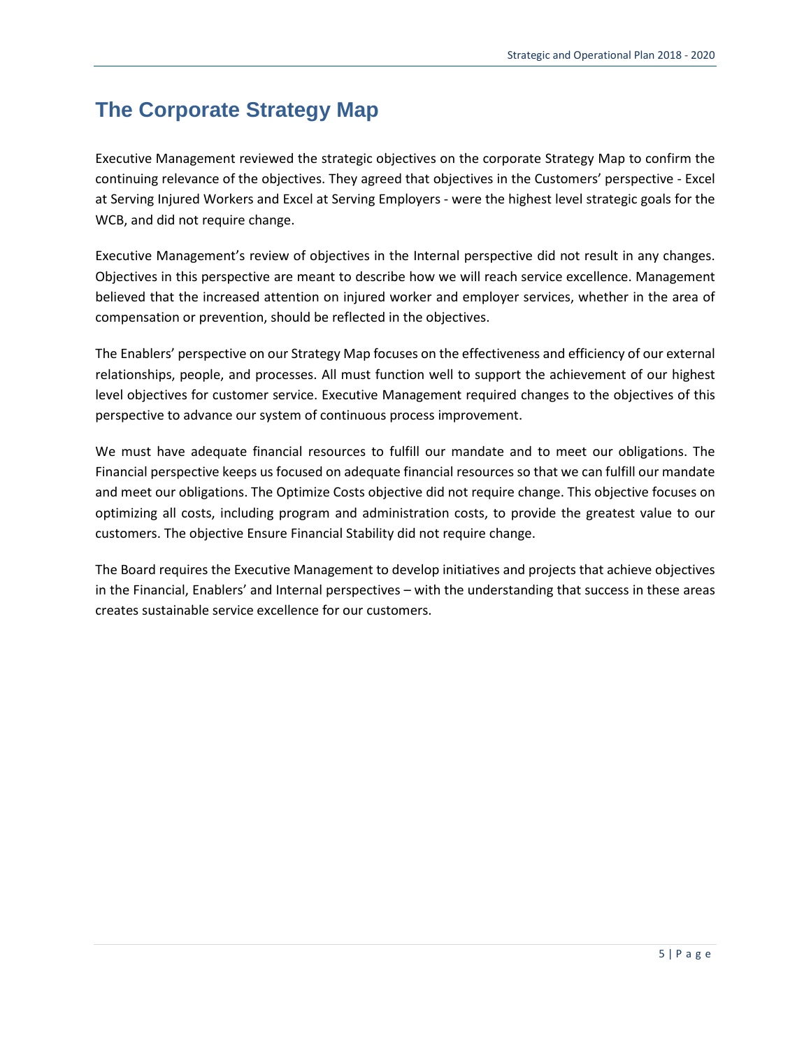# The Corporate Strategy Map

Executive Management reviewed the strategic objectives on the corporate Strategy Map to confirm the continuing relevance of the objectives. They agreed that objectives in the Customers' perspective - Excel at Serving Injured Workers and Excel at Serving Employers - were the highest level strategic goals for the WCB, and did not require change.

Executive Management's review of objectives in the Internal perspective did not result in any changes. Objectives in this perspective are meant to describe how we will reach service excellence. Management believed that the increased attention on injured worker and employer services, whether in the area of compensation or prevention, should be reflected in the objectives.

The Enablers' perspective on our Strategy Map focuses on the effectiveness and efficiency of our external relationships, people, and processes. All must function well to support the achievement of our highest level objectives for customer service. Executive Management required changes to the objectives of this perspective to advance our system of continuous process improvement.

We must have adequate financial resources to fulfill our mandate and to meet our obligations. The Financial perspective keeps us focused on adequate financial resources so that we can fulfill our mandate and meet our obligations. The Optimize Costs objective did not require change. This objective focuses on optimizing all costs, including program and administration costs, to provide the greatest value to our customers. The objective Ensure Financial Stability did not require change.

The Board requires the Executive Management to develop initiatives and projects that achieve objectives in the Financial, Enablers' and Internal perspectives – with the understanding that success in these areas creates sustainable service excellence for our customers.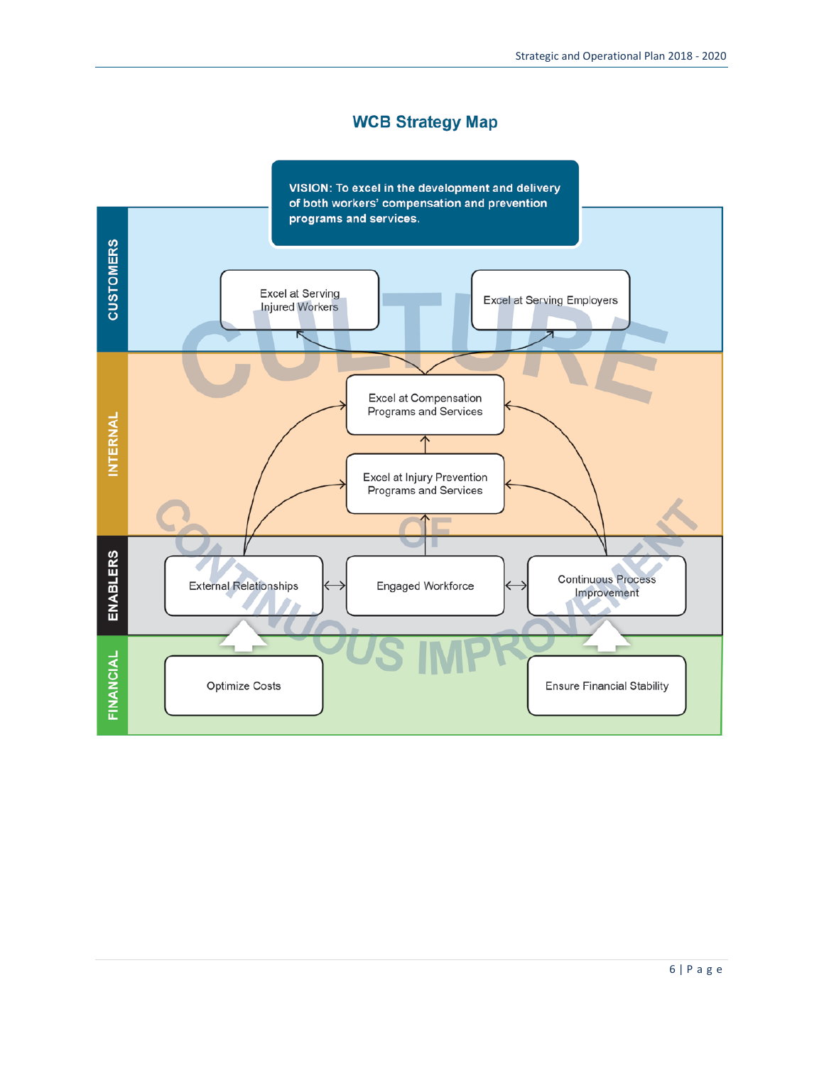## WCB Strategy Map

**VISION: To excel in the development and delivery of both workers' compensation and prevention programs and services.**

**CUSTOMERS**

- Excel at Serving Injured Workers
- Excel at Serving Employers

**INTERNAL**

- Excel at Compensation Programs and Services
- Excel at Injury Prevention Programs and Services

**ENABLERS**

- External Relationships
- Engaged Workforce
- Continuous Process Improvement

**FINANCIAL**

- Optimize Costs
- Ensure Financial Stability

CULTURE OF CONTINUOUS IMPROVEMENT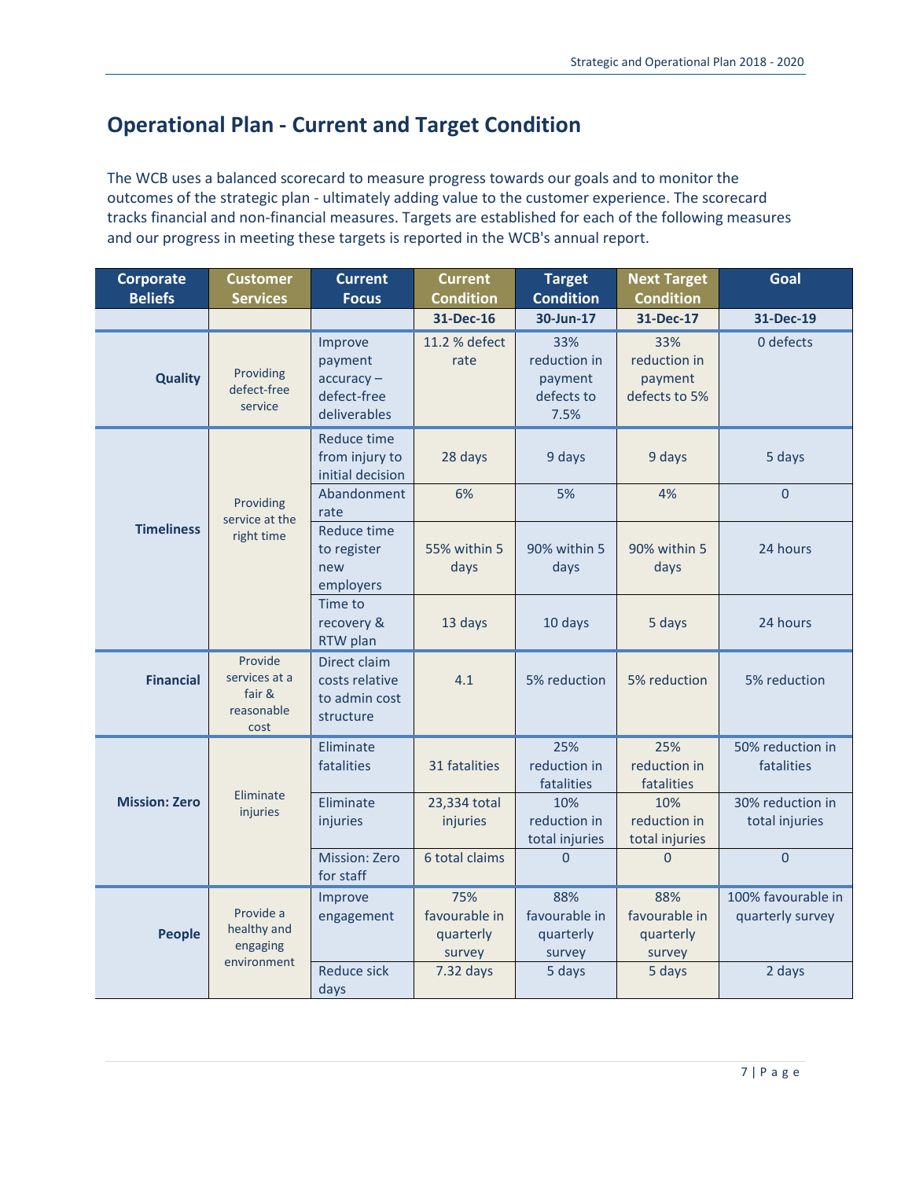## Operational Plan - Current and Target Condition

The WCB uses a balanced scorecard to measure progress towards our goals and to monitor the outcomes of the strategic plan - ultimately adding value to the customer experience. The scorecard tracks financial and non-financial measures. Targets are established for each of the following measures and our progress in meeting these targets is reported in the WCB's annual report.

| Corporate Beliefs | Customer Services | Current Focus | Current Condition | Target Condition | Next Target Condition | Goal |
|---|---|---|---|---|---|---|
| | | | 31-Dec-16 | 30-Jun-17 | 31-Dec-17 | 31-Dec-19 |
| Quality | Providing defect-free service | Improve payment accuracy – defect-free deliverables | 11.2 % defect rate | 33% reduction in payment defects to 7.5% | 33% reduction in payment defects to 5% | 0 defects |
| Timeliness | Providing service at the right time | Reduce time from injury to initial decision | 28 days | 9 days | 9 days | 5 days |
| | | Abandonment rate | 6% | 5% | 4% | 0 |
| | | Reduce time to register new employers | 55% within 5 days | 90% within 5 days | 90% within 5 days | 24 hours |
| | | Time to recovery & RTW plan | 13 days | 10 days | 5 days | 24 hours |
| Financial | Provide services at a fair & reasonable cost | Direct claim costs relative to admin cost structure | 4.1 | 5% reduction | 5% reduction | 5% reduction |
| Mission: Zero | Eliminate injuries | Eliminate fatalities | 31 fatalities | 25% reduction in fatalities | 25% reduction in fatalities | 50% reduction in fatalities |
| | | Eliminate injuries | 23,334 total injuries | 10% reduction in total injuries | 10% reduction in total injuries | 30% reduction in total injuries |
| | | Mission: Zero for staff | 6 total claims | 0 | 0 | 0 |
| People | Provide a healthy and engaging environment | Improve engagement | 75% favourable in quarterly survey | 88% favourable in quarterly survey | 88% favourable in quarterly survey | 100% favourable in quarterly survey |
| | | Reduce sick days | 7.32 days | 5 days | 5 days | 2 days |